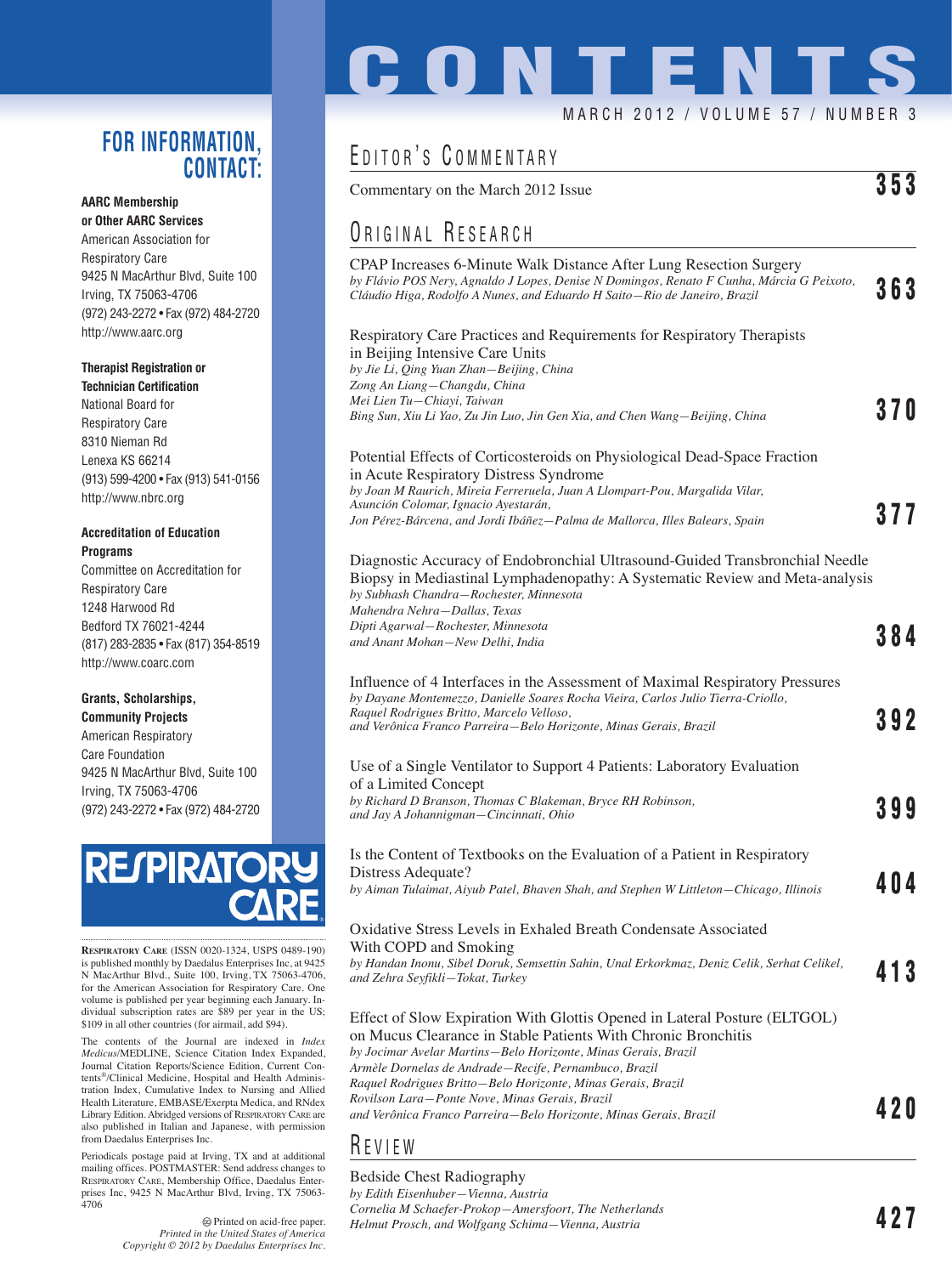# CONTENTS

MARCH 2012 / VOLUME 57 / NUMBER 3

## EDITOR'S COMMENTARY

Commentary on the March 2012 Issue **353**

## ORIGINAL RESEARCH

CPAP Increases 6-Minute Walk Distance After Lung Resection Surgery
*by Flávio POS Nery, Agnaldo J Lopes, Denise N Domingos, Renato F Cunha, Márcia G Peixoto, Cláudio Higa, Rodolfo A Nunes, and Eduardo H Saito—Rio de Janeiro, Brazil* **363**

Respiratory Care Practices and Requirements for Respiratory Therapists in Beijing Intensive Care Units
*by Jie Li, Qing Yuan Zhan—Beijing, China*
*Zong An Liang—Changdu, China*
*Mei Lien Tu—Chiayi, Taiwan*
*Bing Sun, Xiu Li Yao, Zu Jin Luo, Jin Gen Xia, and Chen Wang—Beijing, China* **370**

Potential Effects of Corticosteroids on Physiological Dead-Space Fraction in Acute Respiratory Distress Syndrome
*by Joan M Raurich, Mireia Ferreruela, Juan A Llompart-Pou, Margalida Vilar, Asunción Colomar, Ignacio Ayestarán, Jon Pérez-Bárcena, and Jordi Ibáñez—Palma de Mallorca, Illes Balears, Spain* **377**

Diagnostic Accuracy of Endobronchial Ultrasound-Guided Transbronchial Needle Biopsy in Mediastinal Lymphadenopathy: A Systematic Review and Meta-analysis
*by Subhash Chandra—Rochester, Minnesota*
*Mahendra Nehra—Dallas, Texas*
*Dipti Agarwal—Rochester, Minnesota*
*and Anant Mohan—New Delhi, India* **384**

Influence of 4 Interfaces in the Assessment of Maximal Respiratory Pressures
*by Dayane Montemezzo, Danielle Soares Rocha Vieira, Carlos Julio Tierra-Criollo, Raquel Rodrigues Britto, Marcelo Velloso, and Verônica Franco Parreira—Belo Horizonte, Minas Gerais, Brazil* **392**

Use of a Single Ventilator to Support 4 Patients: Laboratory Evaluation of a Limited Concept
*by Richard D Branson, Thomas C Blakeman, Bryce RH Robinson, and Jay A Johannigman—Cincinnati, Ohio* **399**

Is the Content of Textbooks on the Evaluation of a Patient in Respiratory Distress Adequate?
*by Aiman Tulaimat, Aiyub Patel, Bhaven Shah, and Stephen W Littleton—Chicago, Illinois* **404**

Oxidative Stress Levels in Exhaled Breath Condensate Associated With COPD and Smoking
*by Handan Inonu, Sibel Doruk, Semsettin Sahin, Unal Erkorkmaz, Deniz Celik, Serhat Celikel, and Zehra Seyfikli—Tokat, Turkey* **413**

Effect of Slow Expiration With Glottis Opened in Lateral Posture (ELTGOL) on Mucus Clearance in Stable Patients With Chronic Bronchitis
*by Jocimar Avelar Martins—Belo Horizonte, Minas Gerais, Brazil*
*Armèle Dornelas de Andrade—Recife, Pernambuco, Brazil*
*Raquel Rodrigues Britto—Belo Horizonte, Minas Gerais, Brazil*
*Rovilson Lara—Ponte Nove, Minas Gerais, Brazil*
*and Verônica Franco Parreira—Belo Horizonte, Minas Gerais, Brazil* **420**

## REVIEW

Bedside Chest Radiography
*by Edith Eisenhuber—Vienna, Austria*
*Cornelia M Schaefer-Prokop—Amersfoort, The Netherlands*
*Helmut Prosch, and Wolfgang Schima—Vienna, Austria* **427**

---

## FOR INFORMATION, CONTACT:

**AARC Membership or Other AARC Services**
American Association for Respiratory Care
9425 N MacArthur Blvd, Suite 100
Irving, TX 75063-4706
(972) 243-2272 • Fax (972) 484-2720
http://www.aarc.org

**Therapist Registration or Technician Certification**
National Board for Respiratory Care
8310 Nieman Rd
Lenexa KS 66214
(913) 599-4200 • Fax (913) 541-0156
http://www.nbrc.org

**Accreditation of Education Programs**
Committee on Accreditation for Respiratory Care
1248 Harwood Rd
Bedford TX 76021-4244
(817) 283-2835 • Fax (817) 354-8519
http://www.coarc.com

**Grants, Scholarships, Community Projects**
American Respiratory Care Foundation
9425 N MacArthur Blvd, Suite 100
Irving, TX 75063-4706
(972) 243-2272 • Fax (972) 484-2720

RESPIRATORY CARE

RESPIRATORY CARE (ISSN 0020-1324, USPS 0489-190) is published monthly by Daedalus Enterprises Inc, at 9425 N MacArthur Blvd., Suite 100, Irving, TX 75063-4706, for the American Association for Respiratory Care. One volume is published per year beginning each January. Individual subscription rates are $89 per year in the US; $109 in all other countries (for airmail, add $94).

The contents of the Journal are indexed in *Index Medicus*/MEDLINE, Science Citation Index Expanded, Journal Citation Reports/Science Edition, Current Contents®/Clinical Medicine, Hospital and Health Administration Index, Cumulative Index to Nursing and Allied Health Literature, EMBASE/Exerpta Medica, and RNdex Library Edition. Abridged versions of RESPIRATORY CARE are also published in Italian and Japanese, with permission from Daedalus Enterprises Inc.

Periodicals postage paid at Irving, TX and at additional mailing offices. POSTMASTER: Send address changes to RESPIRATORY CARE, Membership Office, Daedalus Enterprises Inc, 9425 N MacArthur Blvd, Irving, TX 75063-4706

Printed on acid-free paper.
*Printed in the United States of America*
*Copyright © 2012 by Daedalus Enterprises Inc.*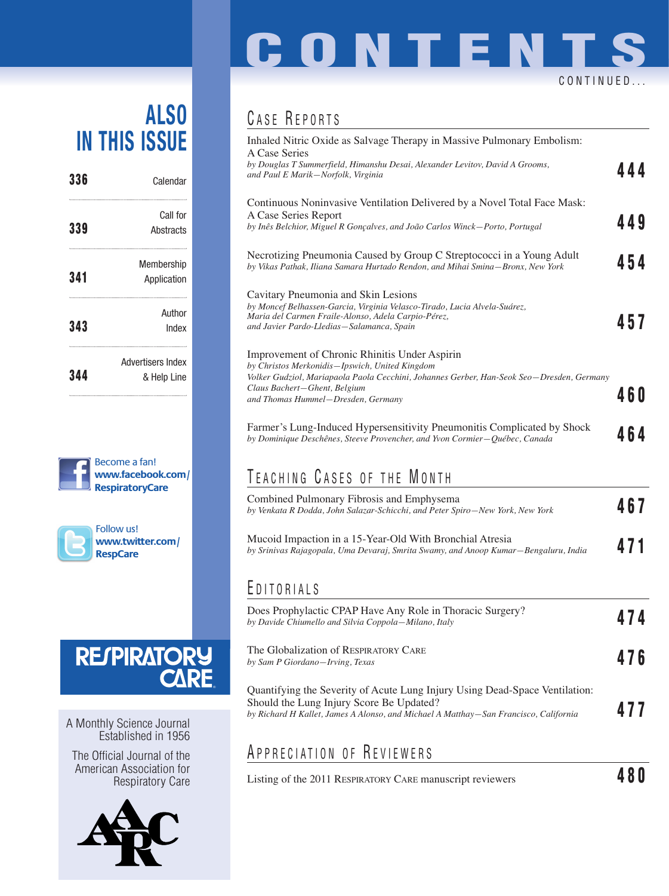# CONTENTS

CONTINUED...

## Case Reports

Inhaled Nitric Oxide as Salvage Therapy in Massive Pulmonary Embolism: A Case Series
*by Douglas T Summerfield, Himanshu Desai, Alexander Levitov, David A Grooms, and Paul E Marik—Norfolk, Virginia* — **444**

Continuous Noninvasive Ventilation Delivered by a Novel Total Face Mask: A Case Series Report
*by Inês Belchior, Miguel R Gonçalves, and João Carlos Winck—Porto, Portugal* — **449**

Necrotizing Pneumonia Caused by Group C Streptococci in a Young Adult
*by Vikas Pathak, Iliana Samara Hurtado Rendon, and Mihai Smina—Bronx, New York* — **454**

Cavitary Pneumonia and Skin Lesions
*by Moncef Belhassen-Garcia, Virginia Velasco-Tirado, Lucia Alvela-Suárez, Maria del Carmen Fraile-Alonso, Adela Carpio-Pérez, and Javier Pardo-Lledias—Salamanca, Spain* — **457**

Improvement of Chronic Rhinitis Under Aspirin
*by Christos Merkonidis—Ipswich, United Kingdom
Volker Gudziol, Mariapaola Paola Cecchini, Johannes Gerber, Han-Seok Seo—Dresden, Germany
Claus Bachert—Ghent, Belgium
and Thomas Hummel—Dresden, Germany* — **460**

Farmer's Lung-Induced Hypersensitivity Pneumonitis Complicated by Shock
*by Dominique Deschênes, Steeve Provencher, and Yvon Cormier—Québec, Canada* — **464**

## Teaching Cases of the Month

Combined Pulmonary Fibrosis and Emphysema
*by Venkata R Dodda, John Salazar-Schicchi, and Peter Spiro—New York, New York* — **467**

Mucoid Impaction in a 15-Year-Old With Bronchial Atresia
*by Srinivas Rajagopala, Uma Devaraj, Smrita Swamy, and Anoop Kumar—Bengaluru, India* — **471**

## Editorials

Does Prophylactic CPAP Have Any Role in Thoracic Surgery?
*by Davide Chiumello and Silvia Coppola—Milano, Italy* — **474**

The Globalization of Respiratory Care
*by Sam P Giordano—Irving, Texas* — **476**

Quantifying the Severity of Acute Lung Injury Using Dead-Space Ventilation: Should the Lung Injury Score Be Updated?
*by Richard H Kallet, James A Alonso, and Michael A Matthay—San Francisco, California* — **477**

## Appreciation of Reviewers

Listing of the 2011 Respiratory Care manuscript reviewers — **480**

## ALSO IN THIS ISSUE

| | |
|---|---|
| 336 | Calendar |
| 339 | Call for Abstracts |
| 341 | Membership Application |
| 343 | Author Index |
| 344 | Advertisers Index & Help Line |

Become a fan!
www.facebook.com/RespiratoryCare

Follow us!
www.twitter.com/RespCare

RESPIRATORY CARE

A Monthly Science Journal
Established in 1956

The Official Journal of the American Association for Respiratory Care